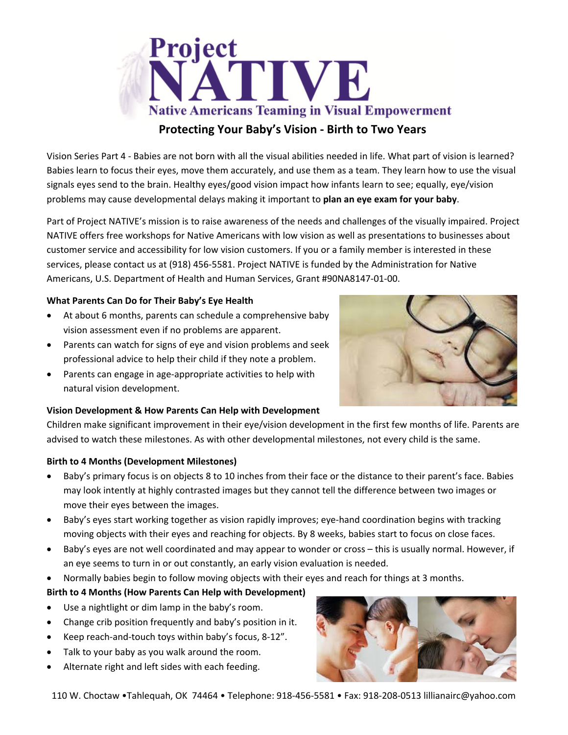# Project NATIVE

## Native Americans Teaming in Visual Empowerment

## Protecting Your Baby's Vision - Birth to Two Years

Vision Series Part 4 - Babies are not born with all the visual abilities needed in life. What part of vision is learned? Babies learn to focus their eyes, move them accurately, and use them as a team. They learn how to use the visual signals eyes send to the brain. Healthy eyes/good vision impact how infants learn to see; equally, eye/vision problems may cause developmental delays making it important to **plan an eye exam for your baby**.

Part of Project NATIVE's mission is to raise awareness of the needs and challenges of the visually impaired. Project NATIVE offers free workshops for Native Americans with low vision as well as presentations to businesses about customer service and accessibility for low vision customers. If you or a family member is interested in these services, please contact us at (918) 456-5581. Project NATIVE is funded by the Administration for Native Americans, U.S. Department of Health and Human Services, Grant #90NA8147-01-00.

**What Parents Can Do for Their Baby's Eye Health**

- At about 6 months, parents can schedule a comprehensive baby vision assessment even if no problems are apparent.
- Parents can watch for signs of eye and vision problems and seek professional advice to help their child if they note a problem.
- Parents can engage in age-appropriate activities to help with natural vision development.

**Vision Development & How Parents Can Help with Development**

Children make significant improvement in their eye/vision development in the first few months of life. Parents are advised to watch these milestones. As with other developmental milestones, not every child is the same.

**Birth to 4 Months (Development Milestones)**

- Baby's primary focus is on objects 8 to 10 inches from their face or the distance to their parent's face. Babies may look intently at highly contrasted images but they cannot tell the difference between two images or move their eyes between the images.
- Baby's eyes start working together as vision rapidly improves; eye-hand coordination begins with tracking moving objects with their eyes and reaching for objects. By 8 weeks, babies start to focus on close faces.
- Baby's eyes are not well coordinated and may appear to wonder or cross – this is usually normal. However, if an eye seems to turn in or out constantly, an early vision evaluation is needed.
- Normally babies begin to follow moving objects with their eyes and reach for things at 3 months.

**Birth to 4 Months (How Parents Can Help with Development)**

- Use a nightlight or dim lamp in the baby's room.
- Change crib position frequently and baby's position in it.
- Keep reach-and-touch toys within baby's focus, 8-12".
- Talk to your baby as you walk around the room.
- Alternate right and left sides with each feeding.

110 W. Choctaw •Tahlequah, OK 74464 • Telephone: 918-456-5581 • Fax: 918-208-0513 lillianairc@yahoo.com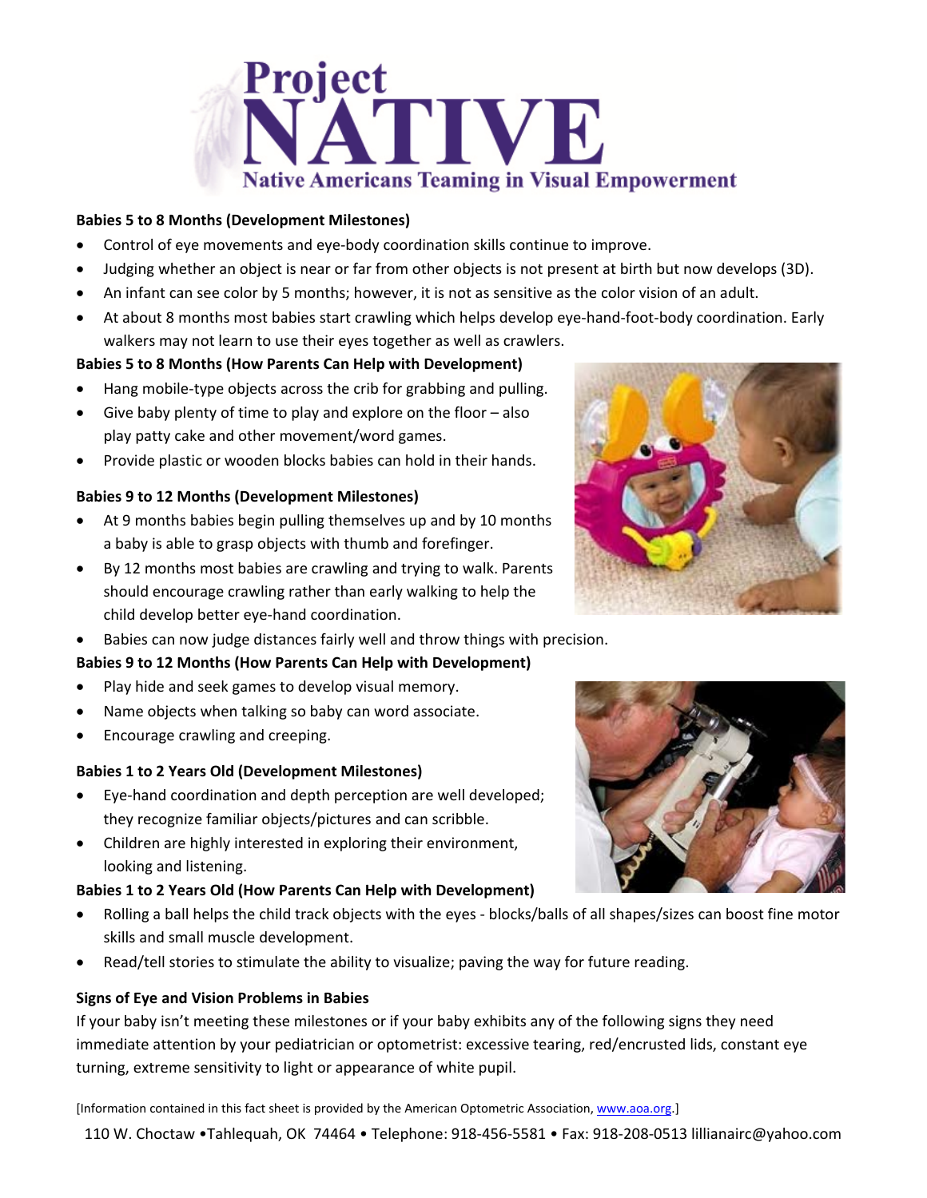# Project NATIVE

Native Americans Teaming in Visual Empowerment

**Babies 5 to 8 Months (Development Milestones)**

- Control of eye movements and eye-body coordination skills continue to improve.
- Judging whether an object is near or far from other objects is not present at birth but now develops (3D).
- An infant can see color by 5 months; however, it is not as sensitive as the color vision of an adult.
- At about 8 months most babies start crawling which helps develop eye-hand-foot-body coordination. Early walkers may not learn to use their eyes together as well as crawlers.

**Babies 5 to 8 Months (How Parents Can Help with Development)**

- Hang mobile-type objects across the crib for grabbing and pulling.
- Give baby plenty of time to play and explore on the floor – also play patty cake and other movement/word games.
- Provide plastic or wooden blocks babies can hold in their hands.

**Babies 9 to 12 Months (Development Milestones)**

- At 9 months babies begin pulling themselves up and by 10 months a baby is able to grasp objects with thumb and forefinger.
- By 12 months most babies are crawling and trying to walk. Parents should encourage crawling rather than early walking to help the child develop better eye-hand coordination.
- Babies can now judge distances fairly well and throw things with precision.

**Babies 9 to 12 Months (How Parents Can Help with Development)**

- Play hide and seek games to develop visual memory.
- Name objects when talking so baby can word associate.
- Encourage crawling and creeping.

**Babies 1 to 2 Years Old (Development Milestones)**

- Eye-hand coordination and depth perception are well developed; they recognize familiar objects/pictures and can scribble.
- Children are highly interested in exploring their environment, looking and listening.

**Babies 1 to 2 Years Old (How Parents Can Help with Development)**

- Rolling a ball helps the child track objects with the eyes - blocks/balls of all shapes/sizes can boost fine motor skills and small muscle development.
- Read/tell stories to stimulate the ability to visualize; paving the way for future reading.

**Signs of Eye and Vision Problems in Babies**

If your baby isn't meeting these milestones or if your baby exhibits any of the following signs they need immediate attention by your pediatrician or optometrist: excessive tearing, red/encrusted lids, constant eye turning, extreme sensitivity to light or appearance of white pupil.

[Information contained in this fact sheet is provided by the American Optometric Association, www.aoa.org.]

110 W. Choctaw •Tahlequah, OK 74464 • Telephone: 918-456-5581 • Fax: 918-208-0513 lillianairc@yahoo.com